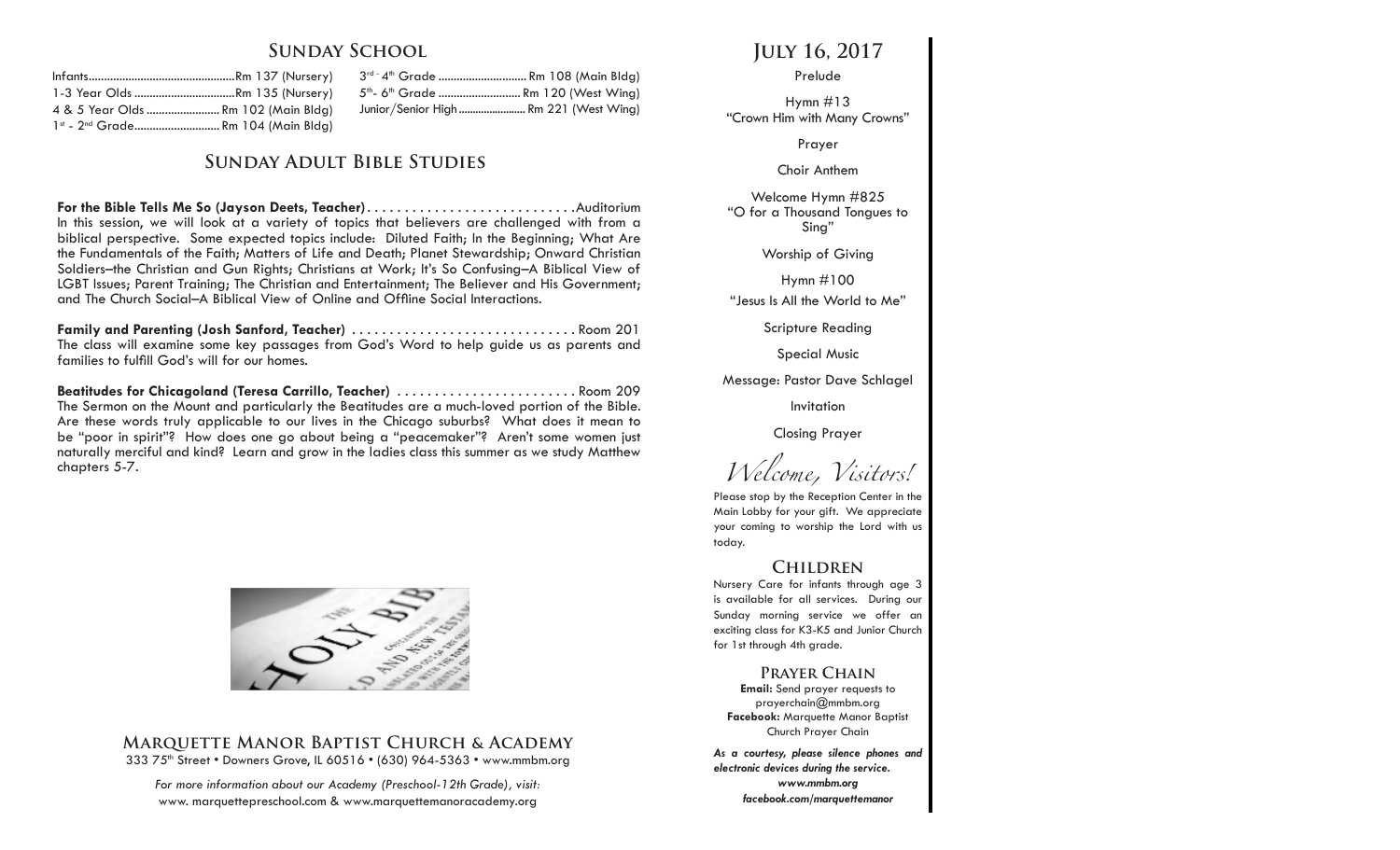## Sunday School

| | | | |
|---|---|---|---|
| Infants | Rm 137 (Nursery) | 3rd - 4th Grade | Rm 108 (Main Bldg) |
| 1-3 Year Olds | Rm 135 (Nursery) | 5th- 6th Grade | Rm 120 (West Wing) |
| 4 & 5 Year Olds | Rm 102 (Main Bldg) | Junior/Senior High | Rm 221 (West Wing) |
| 1st - 2nd Grade | Rm 104 (Main Bldg) | | |

## Sunday Adult Bible Studies

**For the Bible Tells Me So (Jayson Deets, Teacher)** . . . . . . . . . . . . . . . . . . . . . . . . . . . .Auditorium
In this session, we will look at a variety of topics that believers are challenged with from a biblical perspective. Some expected topics include: Diluted Faith; In the Beginning; What Are the Fundamentals of the Faith; Matters of Life and Death; Planet Stewardship; Onward Christian Soldiers–the Christian and Gun Rights; Christians at Work; It's So Confusing–A Biblical View of LGBT Issues; Parent Training; The Christian and Entertainment; The Believer and His Government; and The Church Social–A Biblical View of Online and Offline Social Interactions.

**Family and Parenting (Josh Sanford, Teacher)** . . . . . . . . . . . . . . . . . . . . . . . . . . . . . . Room 201
The class will examine some key passages from God's Word to help guide us as parents and families to fulfill God's will for our homes.

**Beatitudes for Chicagoland (Teresa Carrillo, Teacher)** . . . . . . . . . . . . . . . . . . . . . . . . Room 209
The Sermon on the Mount and particularly the Beatitudes are a much-loved portion of the Bible. Are these words truly applicable to our lives in the Chicago suburbs? What does it mean to be "poor in spirit"? How does one go about being a "peacemaker"? Aren't some women just naturally merciful and kind? Learn and grow in the ladies class this summer as we study Matthew chapters 5-7.

### Marquette Manor Baptist Church & Academy

333 75th Street • Downers Grove, IL 60516 • (630) 964-5363 • www.mmbm.org

*For more information about our Academy (Preschool-12th Grade), visit:*
www. marquettepreschool.com & www.marquettemanoracademy.org

## July 16, 2017

Prelude

Hymn #13
"Crown Him with Many Crowns"

Prayer

Choir Anthem

Welcome Hymn #825
"O for a Thousand Tongues to Sing"

Worship of Giving

Hymn #100
"Jesus Is All the World to Me"

Scripture Reading

Special Music

Message: Pastor Dave Schlagel

Invitation

Closing Prayer

*Welcome, Visitors!*

Please stop by the Reception Center in the Main Lobby for your gift. We appreciate your coming to worship the Lord with us today.

### Children

Nursery Care for infants through age 3 is available for all services. During our Sunday morning service we offer an exciting class for K3-K5 and Junior Church for 1st through 4th grade.

### Prayer Chain

**Email:** Send prayer requests to prayerchain@mmbm.org
**Facebook:** Marquette Manor Baptist Church Prayer Chain

***As a courtesy, please silence phones and electronic devices during the service.***
***www.mmbm.org***
***facebook.com/marquettemanor***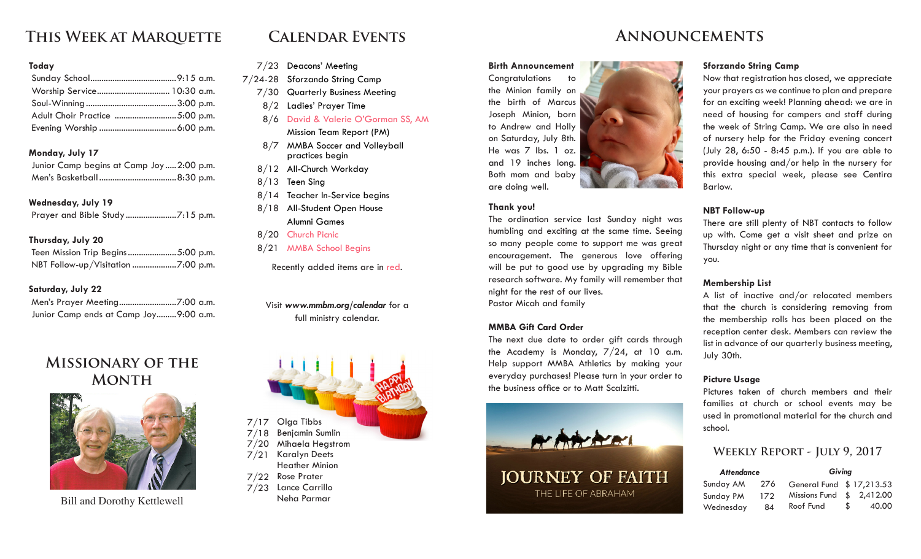## This Week at Marquette

**Today**

- Sunday School ........ 9:15 a.m.
- Worship Service ........ 10:30 a.m.
- Soul-Winning ........ 3:00 p.m.
- Adult Choir Practice ........ 5:00 p.m.
- Evening Worship ........ 6:00 p.m.

**Monday, July 17**

- Junior Camp begins at Camp Joy ........ 2:00 p.m.
- Men's Basketball ........ 8:30 p.m.

**Wednesday, July 19**

- Prayer and Bible Study ........ 7:15 p.m.

**Thursday, July 20**

- Teen Mission Trip Begins ........ 5:00 p.m.
- NBT Follow-up/Visitation ........ 7:00 p.m.

**Saturday, July 22**

- Men's Prayer Meeting ........ 7:00 a.m.
- Junior Camp ends at Camp Joy ........ 9:00 a.m.

## Missionary of the Month

Bill and Dorothy Kettlewell

## Calendar Events

- 7/23 Deacons' Meeting
- 7/24-28 Sforzando String Camp
- 7/30 Quarterly Business Meeting
- 8/2 Ladies' Prayer Time
- 8/6 David & Valerie O'Gorman SS, AM
  Mission Team Report (PM)
- 8/7 MMBA Soccer and Volleyball practices begin
- 8/12 All-Church Workday
- 8/13 Teen Sing
- 8/14 Teacher In-Service begins
- 8/18 All-Student Open House
  Alumni Games
- 8/20 Church Picnic
- 8/21 MMBA School Begins

Recently added items are in red.

Visit ***www.mmbm.org/calendar*** for a full ministry calendar.

- 7/17 Olga Tibbs
- 7/18 Benjamin Sumlin
- 7/20 Mihaela Hegstrom
- 7/21 Karalyn Deets
  Heather Minion
- 7/22 Rose Prater
- 7/23 Lance Carrillo
  Neha Parmar

## Announcements

**Birth Announcement**

Congratulations to the Minion family on the birth of Marcus Joseph Minion, born to Andrew and Holly on Saturday, July 8th. He was 7 lbs. 1 oz. and 19 inches long. Both mom and baby are doing well.

**Thank you!**

The ordination service last Sunday night was humbling and exciting at the same time. Seeing so many people come to support me was great encouragement. The generous love offering will be put to good use by upgrading my Bible research software. My family will remember that night for the rest of our lives.
Pastor Micah and family

**MMBA Gift Card Order**

The next due date to order gift cards through the Academy is Monday, 7/24, at 10 a.m. Help support MMBA Athletics by making your everyday purchases! Please turn in your order to the business office or to Matt Scalzitti.

JOURNEY OF FAITH
THE LIFE OF ABRAHAM

**Sforzando String Camp**

Now that registration has closed, we appreciate your prayers as we continue to plan and prepare for an exciting week! Planning ahead: we are in need of housing for campers and staff during the week of String Camp. We are also in need of nursery help for the Friday evening concert (July 28, 6:50 - 8:45 p.m.). If you are able to provide housing and/or help in the nursery for this extra special week, please see Centira Barlow.

**NBT Follow-up**

There are still plenty of NBT contacts to follow up with. Come get a visit sheet and prize on Thursday night or any time that is convenient for you.

**Membership List**

A list of inactive and/or relocated members that the church is considering removing from the membership rolls has been placed on the reception center desk. Members can review the list in advance of our quarterly business meeting, July 30th.

**Picture Usage**

Pictures taken of church members and their families at church or school events may be used in promotional material for the church and school.

### Weekly Report - July 9, 2017

| *Attendance* | | *Giving* | |
|---|---|---|---|
| Sunday AM | 276 | General Fund | $ 17,213.53 |
| Sunday PM | 172 | Missions Fund | $ 2,412.00 |
| Wednesday | 84 | Roof Fund | $ 40.00 |